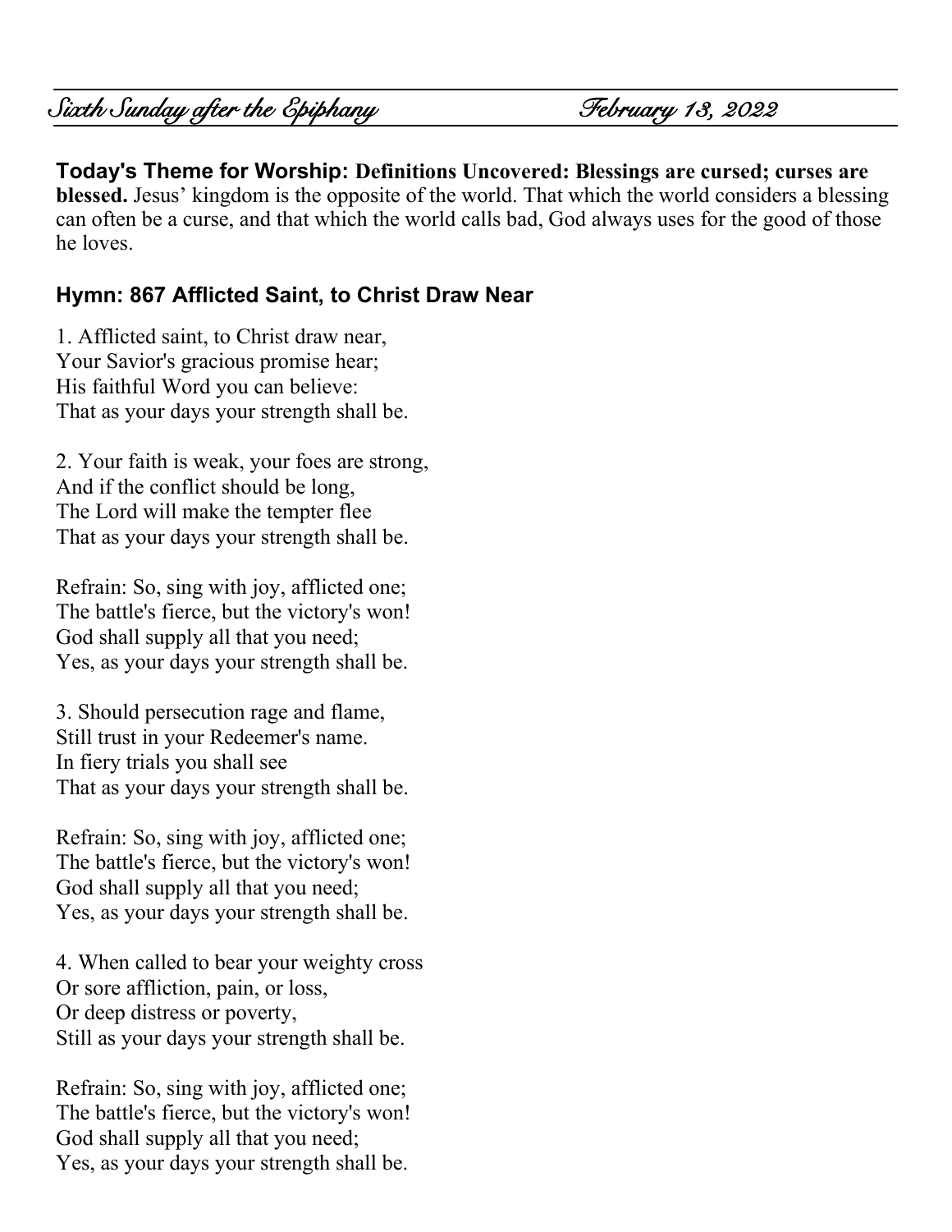*Sixth Sunday after the Epiphany* *February 13, 2022*

**Today's Theme for Worship: Definitions Uncovered: Blessings are cursed; curses are blessed.** Jesus' kingdom is the opposite of the world. That which the world considers a blessing can often be a curse, and that which the world calls bad, God always uses for the good of those he loves.

## Hymn: 867 Afflicted Saint, to Christ Draw Near

1. Afflicted saint, to Christ draw near,
Your Savior's gracious promise hear;
His faithful Word you can believe:
That as your days your strength shall be.

2. Your faith is weak, your foes are strong,
And if the conflict should be long,
The Lord will make the tempter flee
That as your days your strength shall be.

Refrain: So, sing with joy, afflicted one;
The battle's fierce, but the victory's won!
God shall supply all that you need;
Yes, as your days your strength shall be.

3. Should persecution rage and flame,
Still trust in your Redeemer's name.
In fiery trials you shall see
That as your days your strength shall be.

Refrain: So, sing with joy, afflicted one;
The battle's fierce, but the victory's won!
God shall supply all that you need;
Yes, as your days your strength shall be.

4. When called to bear your weighty cross
Or sore affliction, pain, or loss,
Or deep distress or poverty,
Still as your days your strength shall be.

Refrain: So, sing with joy, afflicted one;
The battle's fierce, but the victory's won!
God shall supply all that you need;
Yes, as your days your strength shall be.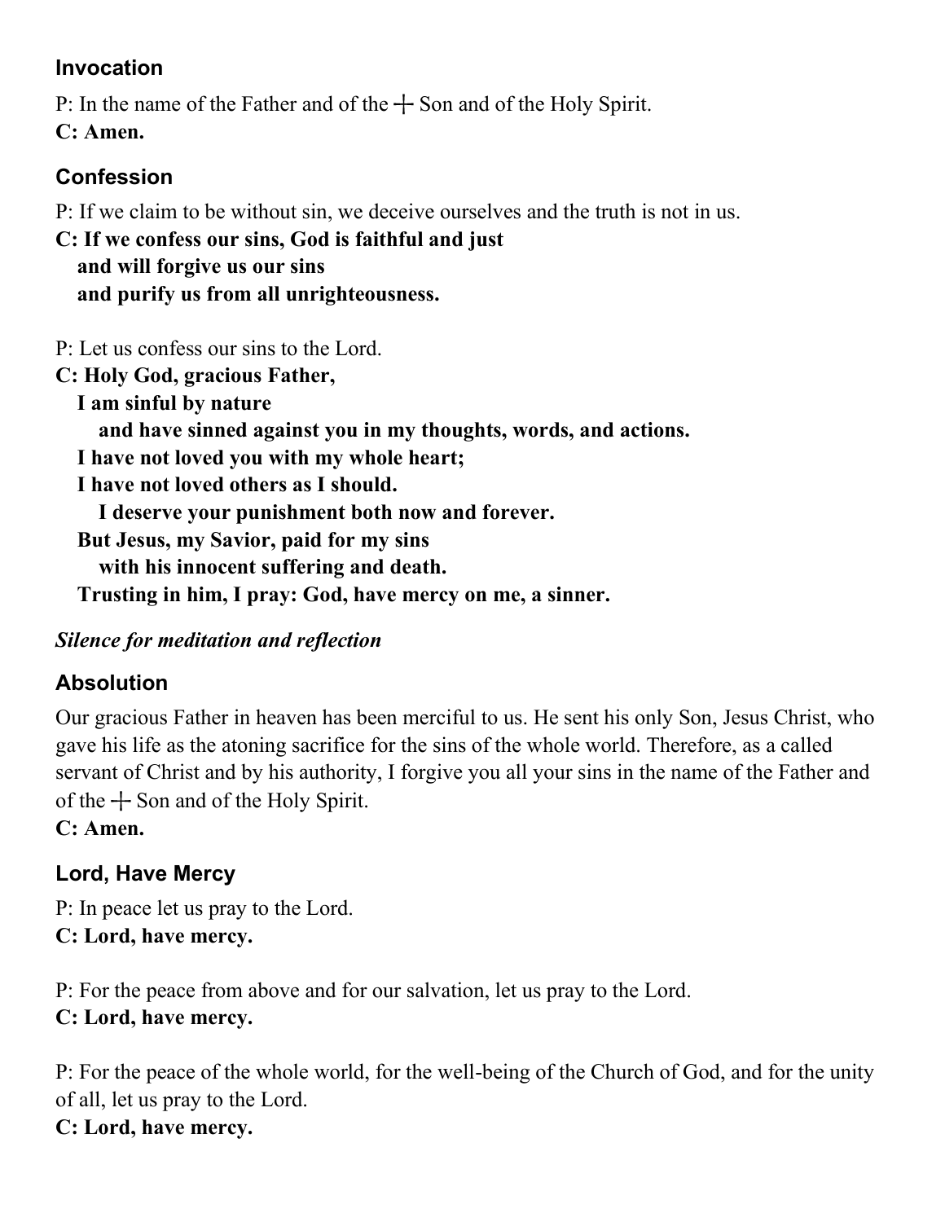### Invocation

P: In the name of the Father and of the ┼ Son and of the Holy Spirit.
**C: Amen.**

### Confession

P: If we claim to be without sin, we deceive ourselves and the truth is not in us.
**C: If we confess our sins, God is faithful and just**
**and will forgive us our sins**
**and purify us from all unrighteousness.**

P: Let us confess our sins to the Lord.
**C: Holy God, gracious Father,**
**I am sinful by nature**
**and have sinned against you in my thoughts, words, and actions.**
**I have not loved you with my whole heart;**
**I have not loved others as I should.**
**I deserve your punishment both now and forever.**
**But Jesus, my Savior, paid for my sins**
**with his innocent suffering and death.**
**Trusting in him, I pray: God, have mercy on me, a sinner.**

***Silence for meditation and reflection***

### Absolution

Our gracious Father in heaven has been merciful to us. He sent his only Son, Jesus Christ, who gave his life as the atoning sacrifice for the sins of the whole world. Therefore, as a called servant of Christ and by his authority, I forgive you all your sins in the name of the Father and of the ┼ Son and of the Holy Spirit.
**C: Amen.**

### Lord, Have Mercy

P: In peace let us pray to the Lord.
**C: Lord, have mercy.**

P: For the peace from above and for our salvation, let us pray to the Lord.
**C: Lord, have mercy.**

P: For the peace of the whole world, for the well-being of the Church of God, and for the unity of all, let us pray to the Lord.
**C: Lord, have mercy.**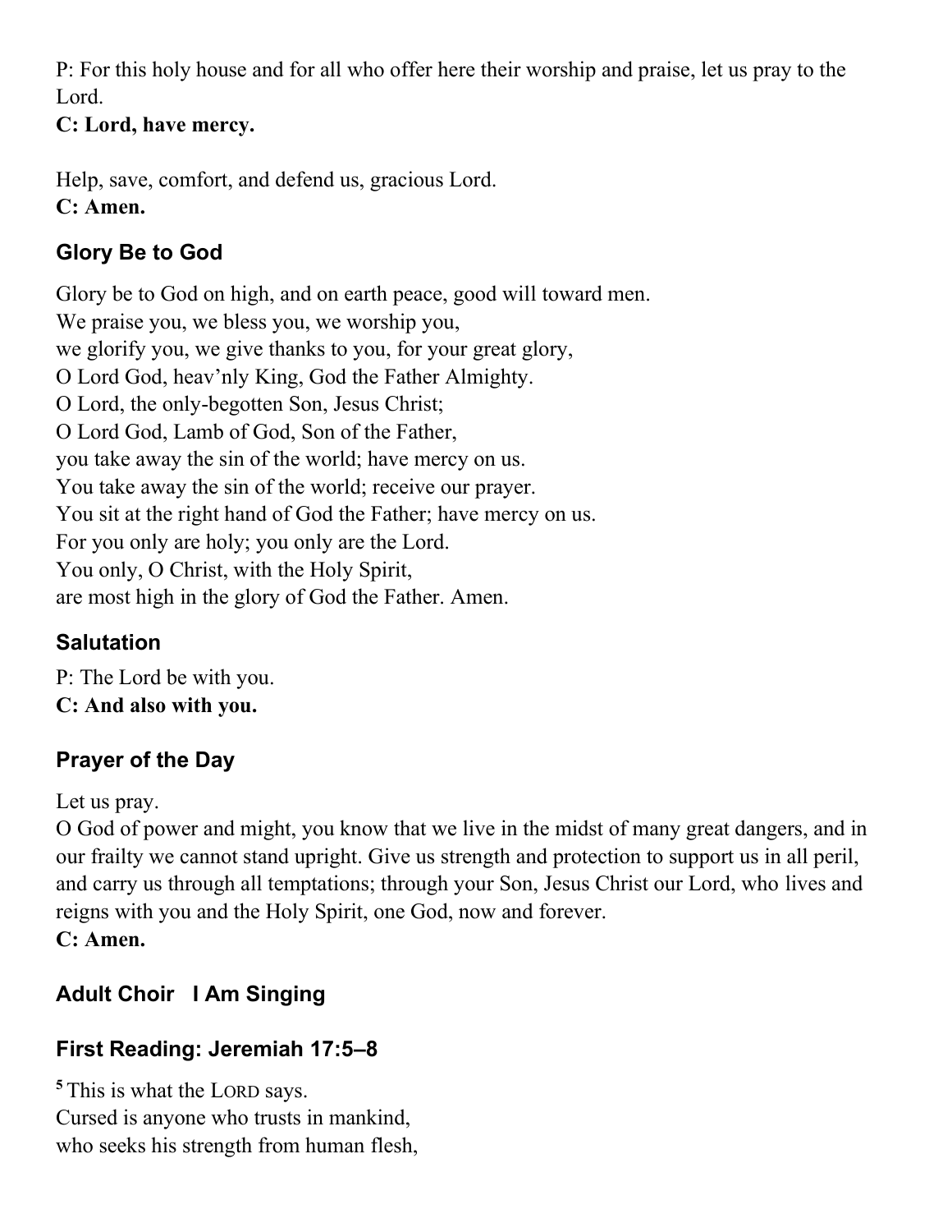P: For this holy house and for all who offer here their worship and praise, let us pray to the Lord.
**C: Lord, have mercy.**

Help, save, comfort, and defend us, gracious Lord.
**C: Amen.**

## Glory Be to God

Glory be to God on high, and on earth peace, good will toward men.
We praise you, we bless you, we worship you,
we glorify you, we give thanks to you, for your great glory,
O Lord God, heav'nly King, God the Father Almighty.
O Lord, the only-begotten Son, Jesus Christ;
O Lord God, Lamb of God, Son of the Father,
you take away the sin of the world; have mercy on us.
You take away the sin of the world; receive our prayer.
You sit at the right hand of God the Father; have mercy on us.
For you only are holy; you only are the Lord.
You only, O Christ, with the Holy Spirit,
are most high in the glory of God the Father. Amen.

## Salutation

P: The Lord be with you.
**C: And also with you.**

## Prayer of the Day

Let us pray.
O God of power and might, you know that we live in the midst of many great dangers, and in our frailty we cannot stand upright. Give us strength and protection to support us in all peril, and carry us through all temptations; through your Son, Jesus Christ our Lord, who lives and reigns with you and the Holy Spirit, one God, now and forever.
**C: Amen.**

## Adult Choir I Am Singing

## First Reading: Jeremiah 17:5–8

**5** This is what the LORD says.
Cursed is anyone who trusts in mankind,
who seeks his strength from human flesh,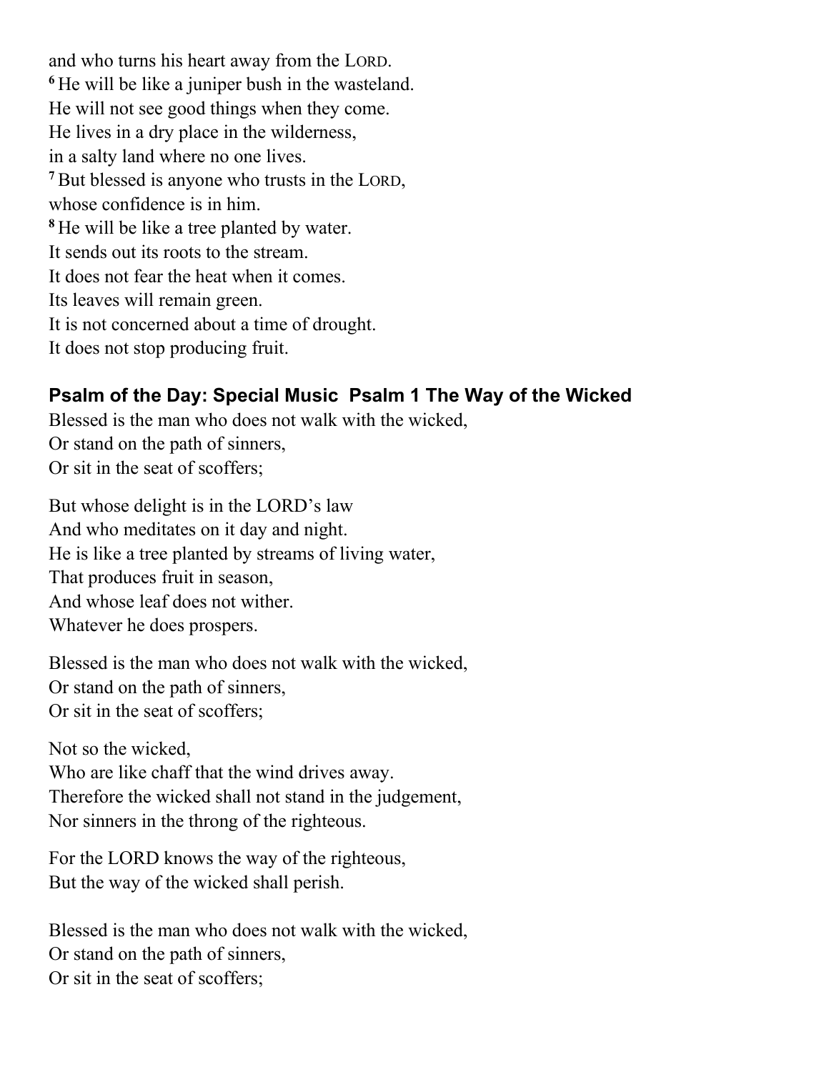and who turns his heart away from the LORD.
[6] He will be like a juniper bush in the wasteland.
He will not see good things when they come.
He lives in a dry place in the wilderness,
in a salty land where no one lives.
[7] But blessed is anyone who trusts in the LORD,
whose confidence is in him.
[8] He will be like a tree planted by water.
It sends out its roots to the stream.
It does not fear the heat when it comes.
Its leaves will remain green.
It is not concerned about a time of drought.
It does not stop producing fruit.

### Psalm of the Day: Special Music Psalm 1 The Way of the Wicked

Blessed is the man who does not walk with the wicked,
Or stand on the path of sinners,
Or sit in the seat of scoffers;

But whose delight is in the LORD's law
And who meditates on it day and night.
He is like a tree planted by streams of living water,
That produces fruit in season,
And whose leaf does not wither.
Whatever he does prospers.

Blessed is the man who does not walk with the wicked,
Or stand on the path of sinners,
Or sit in the seat of scoffers;

Not so the wicked,
Who are like chaff that the wind drives away.
Therefore the wicked shall not stand in the judgement,
Nor sinners in the throng of the righteous.

For the LORD knows the way of the righteous,
But the way of the wicked shall perish.

Blessed is the man who does not walk with the wicked,
Or stand on the path of sinners,
Or sit in the seat of scoffers;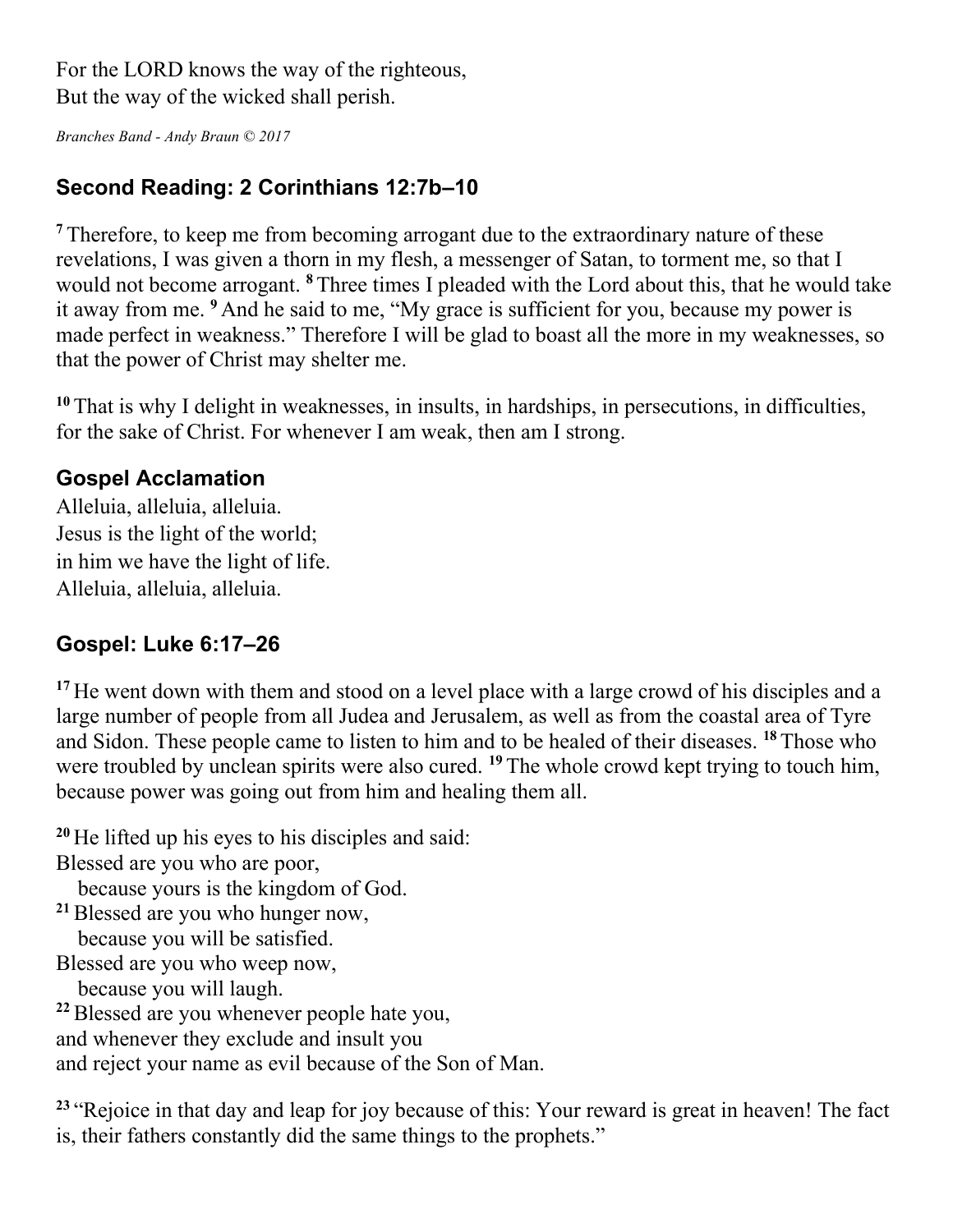For the LORD knows the way of the righteous,
But the way of the wicked shall perish.

*Branches Band - Andy Braun © 2017*

## Second Reading: 2 Corinthians 12:7b–10

[7] Therefore, to keep me from becoming arrogant due to the extraordinary nature of these revelations, I was given a thorn in my flesh, a messenger of Satan, to torment me, so that I would not become arrogant. [8] Three times I pleaded with the Lord about this, that he would take it away from me. [9] And he said to me, "My grace is sufficient for you, because my power is made perfect in weakness." Therefore I will be glad to boast all the more in my weaknesses, so that the power of Christ may shelter me.

[10] That is why I delight in weaknesses, in insults, in hardships, in persecutions, in difficulties, for the sake of Christ. For whenever I am weak, then am I strong.

## Gospel Acclamation

Alleluia, alleluia, alleluia.
Jesus is the light of the world;
in him we have the light of life.
Alleluia, alleluia, alleluia.

## Gospel: Luke 6:17–26

[17] He went down with them and stood on a level place with a large crowd of his disciples and a large number of people from all Judea and Jerusalem, as well as from the coastal area of Tyre and Sidon. These people came to listen to him and to be healed of their diseases. [18] Those who were troubled by unclean spirits were also cured. [19] The whole crowd kept trying to touch him, because power was going out from him and healing them all.

[20] He lifted up his eyes to his disciples and said:
Blessed are you who are poor,
  because yours is the kingdom of God.
[21] Blessed are you who hunger now,
  because you will be satisfied.
Blessed are you who weep now,
  because you will laugh.
[22] Blessed are you whenever people hate you,
and whenever they exclude and insult you
and reject your name as evil because of the Son of Man.

[23] "Rejoice in that day and leap for joy because of this: Your reward is great in heaven! The fact is, their fathers constantly did the same things to the prophets."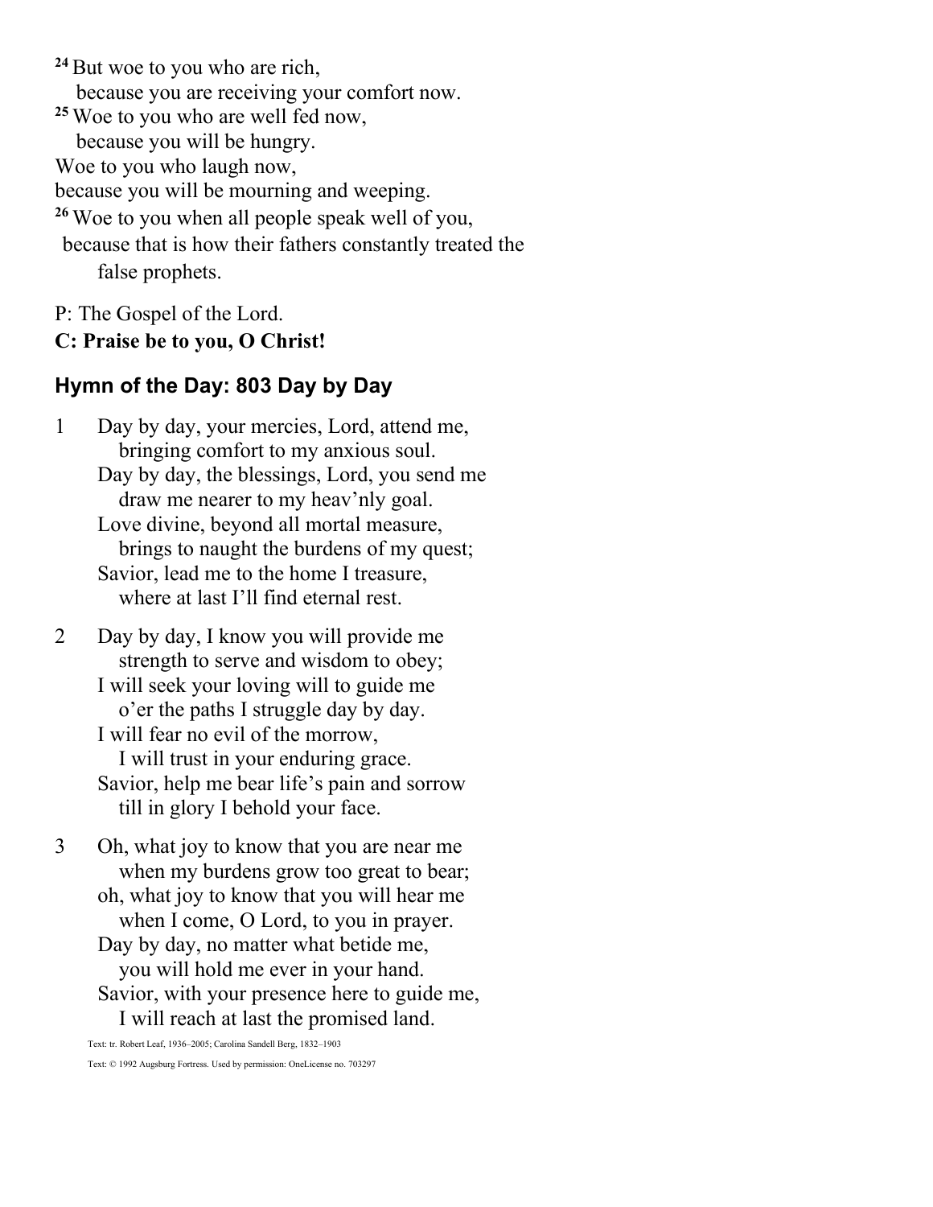[24] But woe to you who are rich,
because you are receiving your comfort now.
[25] Woe to you who are well fed now,
because you will be hungry.
Woe to you who laugh now,
because you will be mourning and weeping.
[26] Woe to you when all people speak well of you,
because that is how their fathers constantly treated the false prophets.

P: The Gospel of the Lord.
**C: Praise be to you, O Christ!**

## Hymn of the Day: 803 Day by Day

1 Day by day, your mercies, Lord, attend me,
bringing comfort to my anxious soul.
Day by day, the blessings, Lord, you send me
draw me nearer to my heav'nly goal.
Love divine, beyond all mortal measure,
brings to naught the burdens of my quest;
Savior, lead me to the home I treasure,
where at last I'll find eternal rest.

2 Day by day, I know you will provide me
strength to serve and wisdom to obey;
I will seek your loving will to guide me
o'er the paths I struggle day by day.
I will fear no evil of the morrow,
I will trust in your enduring grace.
Savior, help me bear life's pain and sorrow
till in glory I behold your face.

3 Oh, what joy to know that you are near me
when my burdens grow too great to bear;
oh, what joy to know that you will hear me
when I come, O Lord, to you in prayer.
Day by day, no matter what betide me,
you will hold me ever in your hand.
Savior, with your presence here to guide me,
I will reach at last the promised land.

Text: tr. Robert Leaf, 1936–2005; Carolina Sandell Berg, 1832–1903

Text: © 1992 Augsburg Fortress. Used by permission: OneLicense no. 703297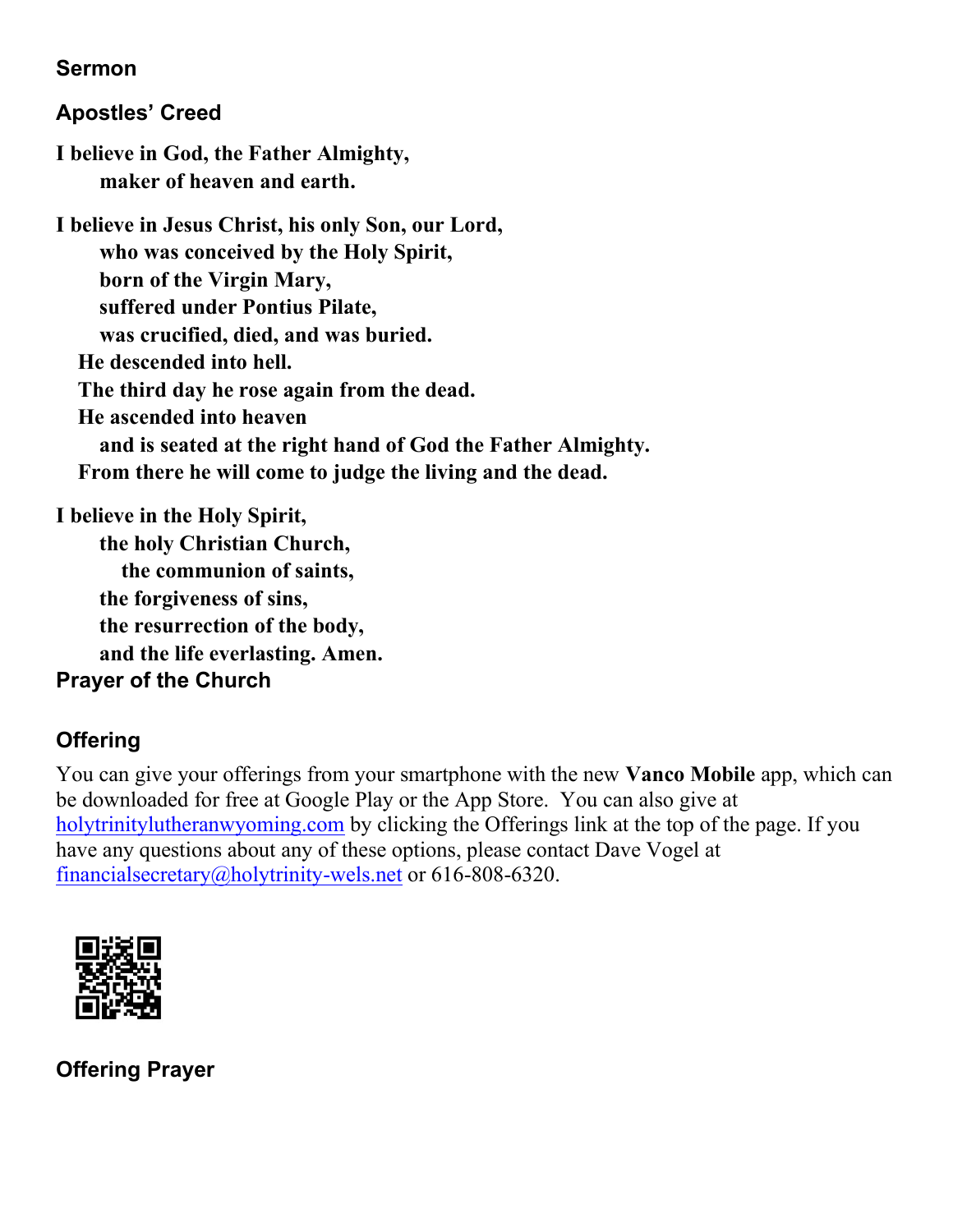### Sermon

### Apostles' Creed

**I believe in God, the Father Almighty,**
**maker of heaven and earth.**

**I believe in Jesus Christ, his only Son, our Lord,**
**who was conceived by the Holy Spirit,**
**born of the Virgin Mary,**
**suffered under Pontius Pilate,**
**was crucified, died, and was buried.**
**He descended into hell.**
**The third day he rose again from the dead.**
**He ascended into heaven**
**and is seated at the right hand of God the Father Almighty.**
**From there he will come to judge the living and the dead.**

**I believe in the Holy Spirit,**
**the holy Christian Church,**
**the communion of saints,**
**the forgiveness of sins,**
**the resurrection of the body,**
**and the life everlasting. Amen.**

### Prayer of the Church

### Offering

You can give your offerings from your smartphone with the new **Vanco Mobile** app, which can be downloaded for free at Google Play or the App Store. You can also give at holytrinitylutheranwyoming.com by clicking the Offerings link at the top of the page. If you have any questions about any of these options, please contact Dave Vogel at financialsecretary@holytrinity-wels.net or 616-808-6320.

### Offering Prayer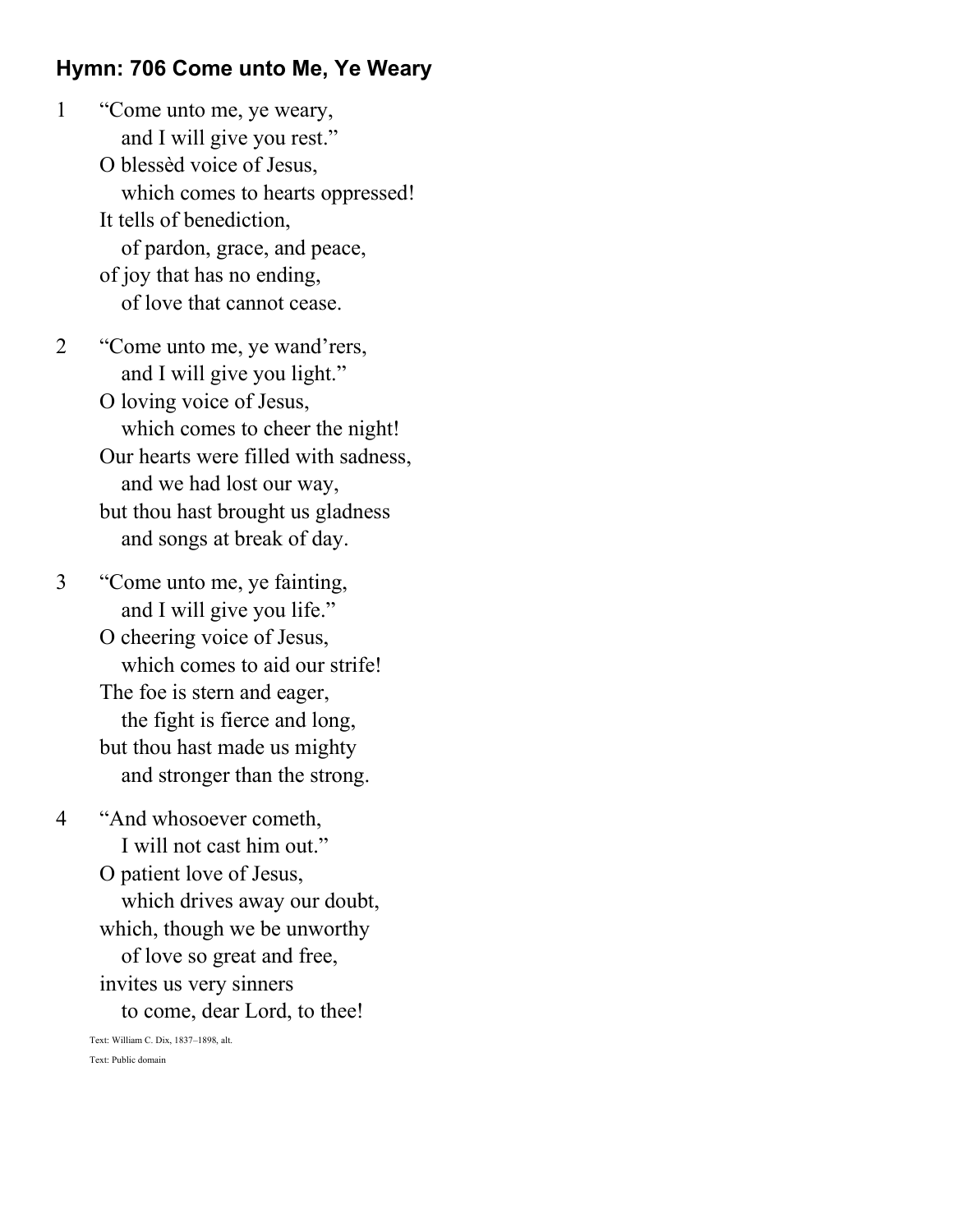**Hymn: 706 Come unto Me, Ye Weary**

1 “Come unto me, ye weary,
  and I will give you rest.”
 O blessèd voice of Jesus,
  which comes to hearts oppressed!
 It tells of benediction,
  of pardon, grace, and peace,
 of joy that has no ending,
  of love that cannot cease.

2 “Come unto me, ye wand’rers,
  and I will give you light.”
 O loving voice of Jesus,
  which comes to cheer the night!
 Our hearts were filled with sadness,
  and we had lost our way,
 but thou hast brought us gladness
  and songs at break of day.

3 “Come unto me, ye fainting,
  and I will give you life.”
 O cheering voice of Jesus,
  which comes to aid our strife!
 The foe is stern and eager,
  the fight is fierce and long,
 but thou hast made us mighty
  and stronger than the strong.

4 “And whosoever cometh,
  I will not cast him out.”
 O patient love of Jesus,
  which drives away our doubt,
 which, though we be unworthy
  of love so great and free,
 invites us very sinners
  to come, dear Lord, to thee!

Text: William C. Dix, 1837–1898, alt.

Text: Public domain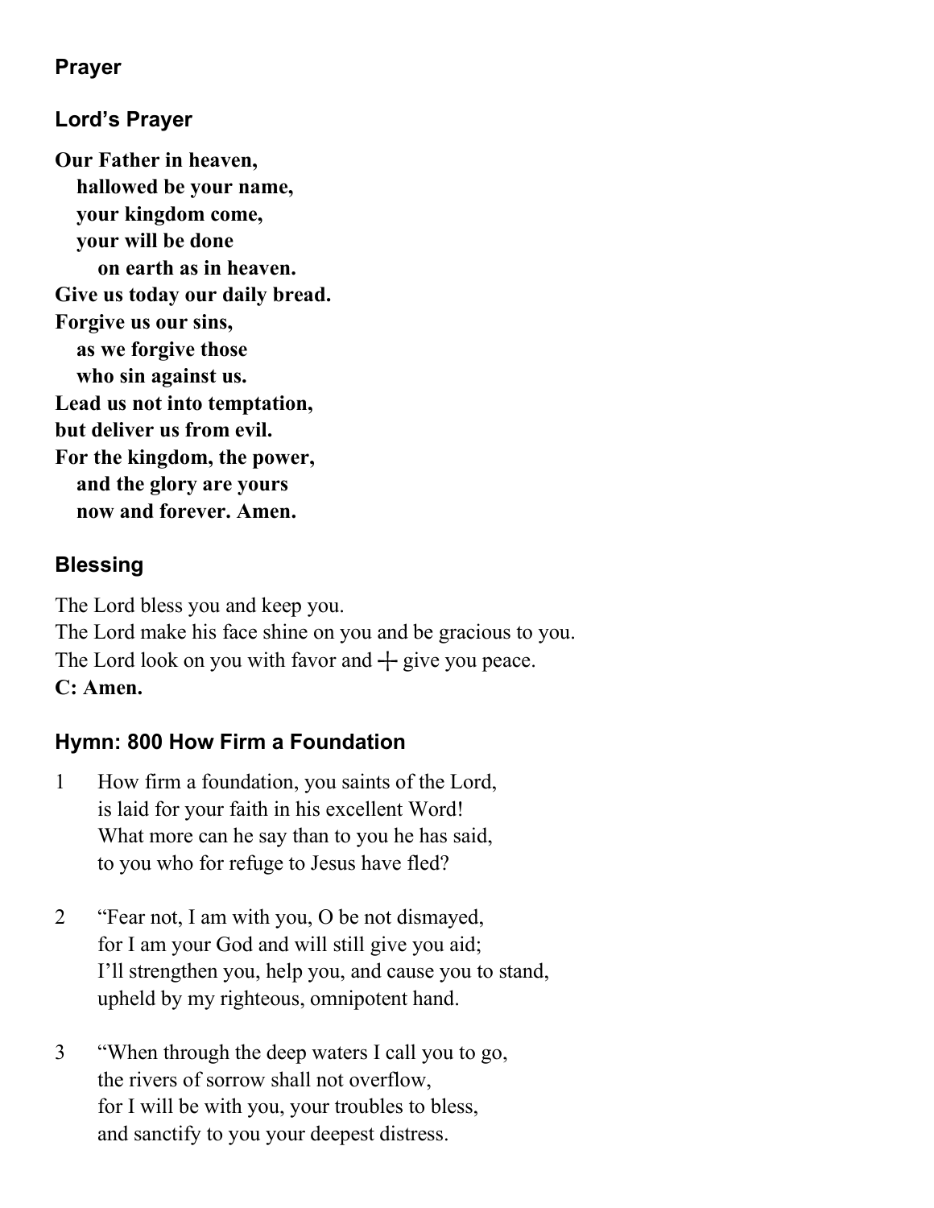### Prayer

### Lord's Prayer

**Our Father in heaven,**
**hallowed be your name,**
**your kingdom come,**
**your will be done**
**on earth as in heaven.**
**Give us today our daily bread.**
**Forgive us our sins,**
**as we forgive those**
**who sin against us.**
**Lead us not into temptation,**
**but deliver us from evil.**
**For the kingdom, the power,**
**and the glory are yours**
**now and forever. Amen.**

### Blessing

The Lord bless you and keep you.
The Lord make his face shine on you and be gracious to you.
The Lord look on you with favor and ┼ give you peace.
**C: Amen.**

### Hymn: 800 How Firm a Foundation

1 How firm a foundation, you saints of the Lord,
is laid for your faith in his excellent Word!
What more can he say than to you he has said,
to you who for refuge to Jesus have fled?

2 "Fear not, I am with you, O be not dismayed,
for I am your God and will still give you aid;
I'll strengthen you, help you, and cause you to stand,
upheld by my righteous, omnipotent hand.

3 "When through the deep waters I call you to go,
the rivers of sorrow shall not overflow,
for I will be with you, your troubles to bless,
and sanctify to you your deepest distress.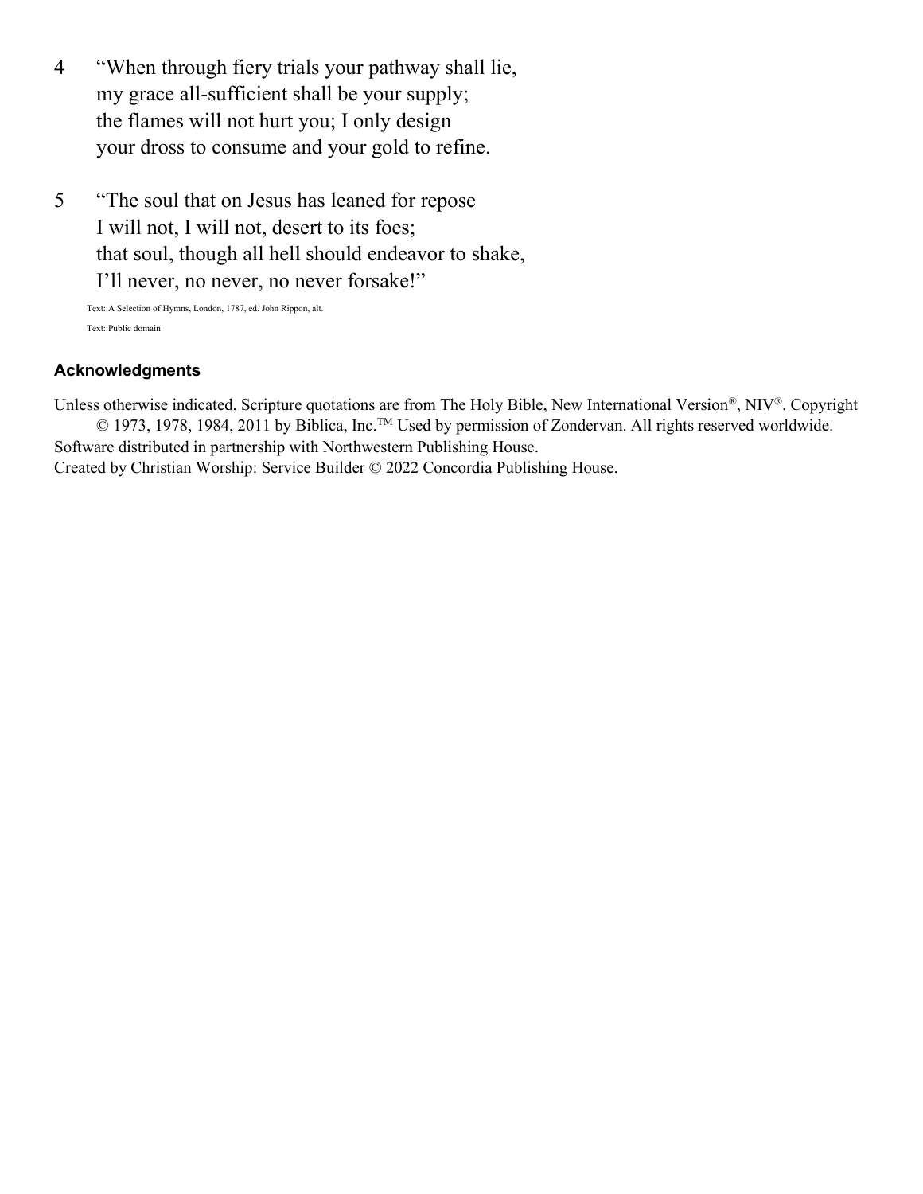4 “When through fiery trials your pathway shall lie,
my grace all-sufficient shall be your supply;
the flames will not hurt you; I only design
your dross to consume and your gold to refine.

5 “The soul that on Jesus has leaned for repose
I will not, I will not, desert to its foes;
that soul, though all hell should endeavor to shake,
I’ll never, no never, no never forsake!”

Text: A Selection of Hymns, London, 1787, ed. John Rippon, alt.

Text: Public domain

### Acknowledgments

Unless otherwise indicated, Scripture quotations are from The Holy Bible, New International Version®, NIV®. Copyright © 1973, 1978, 1984, 2011 by Biblica, Inc.™ Used by permission of Zondervan. All rights reserved worldwide.

Software distributed in partnership with Northwestern Publishing House.

Created by Christian Worship: Service Builder © 2022 Concordia Publishing House.